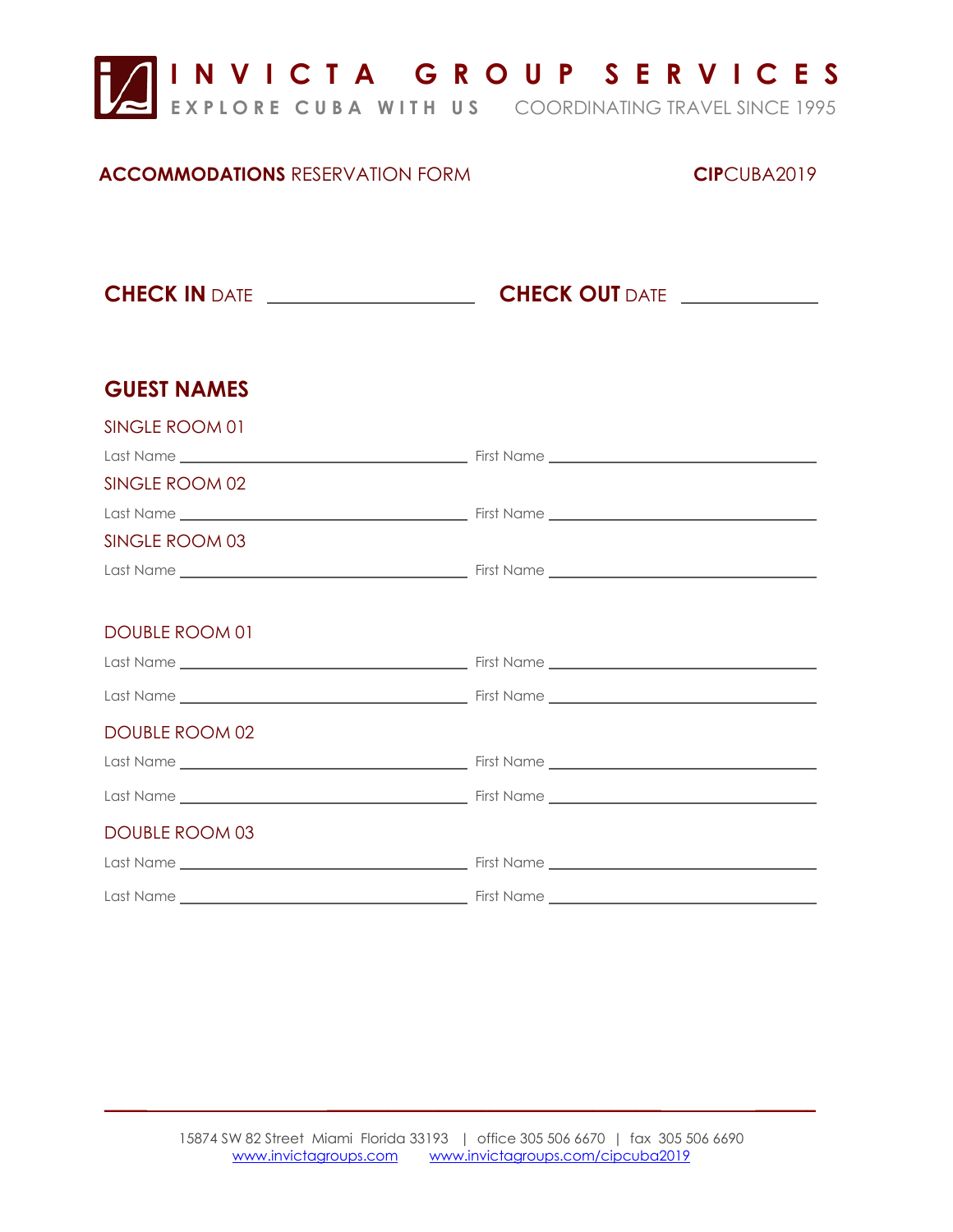# INVICTA GROUP SERVICES

EXPLORE CUBA WITH US    COORDINATING TRAVEL SINCE 1995

**ACCOMMODATIONS** RESERVATION FORM    **CIP**CUBA2019

**CHECK IN** DATE ____________________ **CHECK OUT** DATE ____________

## GUEST NAMES

SINGLE ROOM 01

Last Name ______________________________ First Name ______________________________

SINGLE ROOM 02

Last Name ______________________________ First Name ______________________________

SINGLE ROOM 03

Last Name ______________________________ First Name ______________________________

DOUBLE ROOM 01

Last Name ______________________________ First Name ______________________________

Last Name ______________________________ First Name ______________________________

DOUBLE ROOM 02

Last Name ______________________________ First Name ______________________________

Last Name ______________________________ First Name ______________________________

DOUBLE ROOM 03

Last Name ______________________________ First Name ______________________________

Last Name ______________________________ First Name ______________________________

15874 SW 82 Street Miami Florida 33193 | office 305 506 6670 | fax 305 506 6690
www.invictagroups.com www.invictagroups.com/cipcuba2019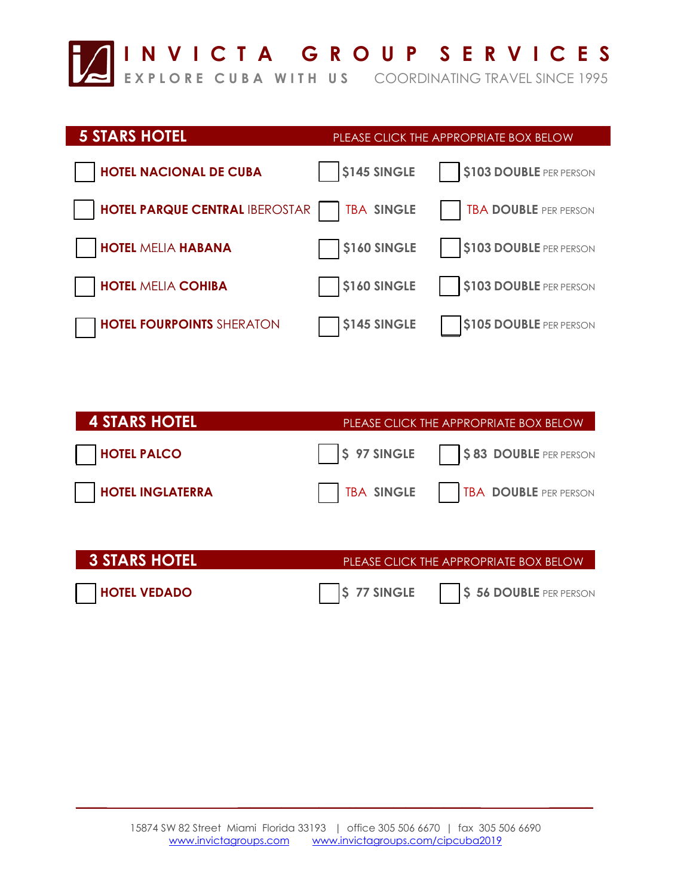# INVICTA GROUP SERVICES

EXPLORE CUBA WITH US     COORDINATING TRAVEL SINCE 1995

## 5 STARS HOTEL

PLEASE CLICK THE APPROPRIATE BOX BELOW

| Hotel | Single | Double |
|---|---|---|
| ☐ **HOTEL NACIONAL DE CUBA** | ☐ **$145 SINGLE** | ☐ **$103 DOUBLE** PER PERSON |
| ☐ **HOTEL PARQUE CENTRAL** IBEROSTAR | ☐ TBA **SINGLE** | ☐ TBA **DOUBLE** PER PERSON |
| ☐ **HOTEL** MELIA **HABANA** | ☐ **$160 SINGLE** | ☐ **$103 DOUBLE** PER PERSON |
| ☐ **HOTEL** MELIA **COHIBA** | ☐ **$160 SINGLE** | ☐ **$103 DOUBLE** PER PERSON |
| ☐ **HOTEL FOURPOINTS** SHERATON | ☐ **$145 SINGLE** | ☐ **$105 DOUBLE** PER PERSON |

## 4 STARS HOTEL

PLEASE CLICK THE APPROPRIATE BOX BELOW

| Hotel | Single | Double |
|---|---|---|
| ☐ **HOTEL PALCO** | ☐ **$ 97 SINGLE** | ☐ **$ 83 DOUBLE** PER PERSON |
| ☐ **HOTEL INGLATERRA** | ☐ TBA **SINGLE** | ☐ TBA **DOUBLE** PER PERSON |

## 3 STARS HOTEL

PLEASE CLICK THE APPROPRIATE BOX BELOW

| Hotel | Single | Double |
|---|---|---|
| ☐ **HOTEL VEDADO** | ☐ **$ 77 SINGLE** | ☐ **$ 56 DOUBLE** PER PERSON |

15874 SW 82 Street Miami Florida 33193 | office 305 506 6670 | fax 305 506 6690
www.invictagroups.com     www.invictagroups.com/cipcuba2019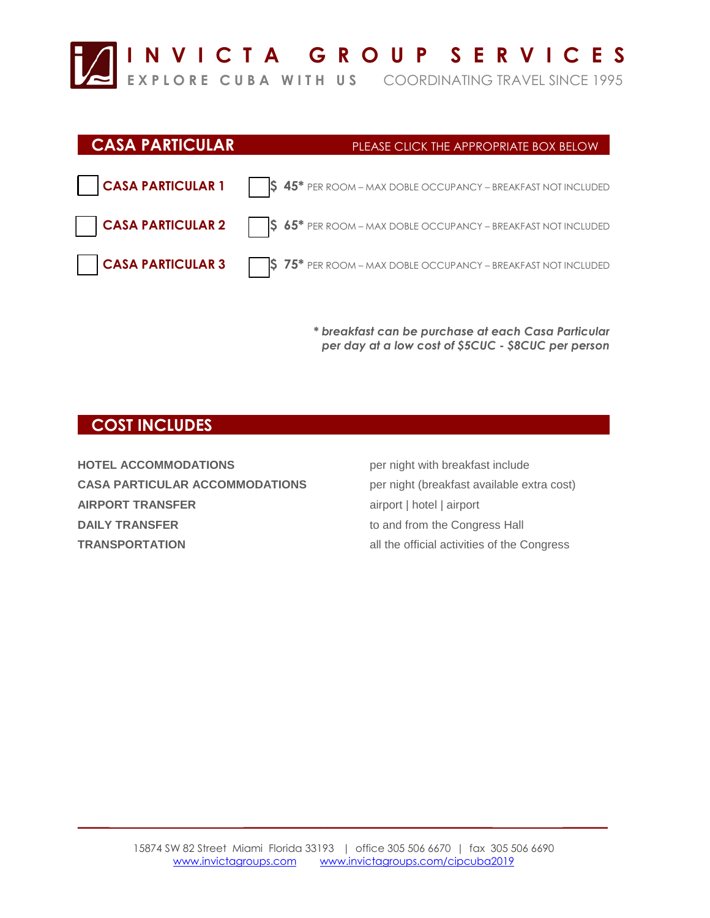# INVICTA GROUP SERVICES

EXPLORE CUBA WITH US    COORDINATING TRAVEL SINCE 1995

## CASA PARTICULAR

PLEASE CLICK THE APPROPRIATE BOX BELOW

- ☐ **CASA PARTICULAR 1** ☐ **$ 45*** PER ROOM – MAX DOBLE OCCUPANCY – BREAKFAST NOT INCLUDED
- ☐ **CASA PARTICULAR 2** ☐ **$ 65*** PER ROOM – MAX DOBLE OCCUPANCY – BREAKFAST NOT INCLUDED
- ☐ **CASA PARTICULAR 3** ☐ **$ 75*** PER ROOM – MAX DOBLE OCCUPANCY – BREAKFAST NOT INCLUDED

***\* breakfast can be purchase at each Casa Particular per day at a low cost of $5CUC - $8CUC per person***

## COST INCLUDES

| | |
|---|---|
| **HOTEL ACCOMMODATIONS** | per night with breakfast include |
| **CASA PARTICULAR ACCOMMODATIONS** | per night (breakfast available extra cost) |
| **AIRPORT TRANSFER** | airport \| hotel \| airport |
| **DAILY TRANSFER** | to and from the Congress Hall |
| **TRANSPORTATION** | all the official activities of the Congress |

15874 SW 82 Street Miami Florida 33193 | office 305 506 6670 | fax 305 506 6690
www.invictagroups.com    www.invictagroups.com/cipcuba2019